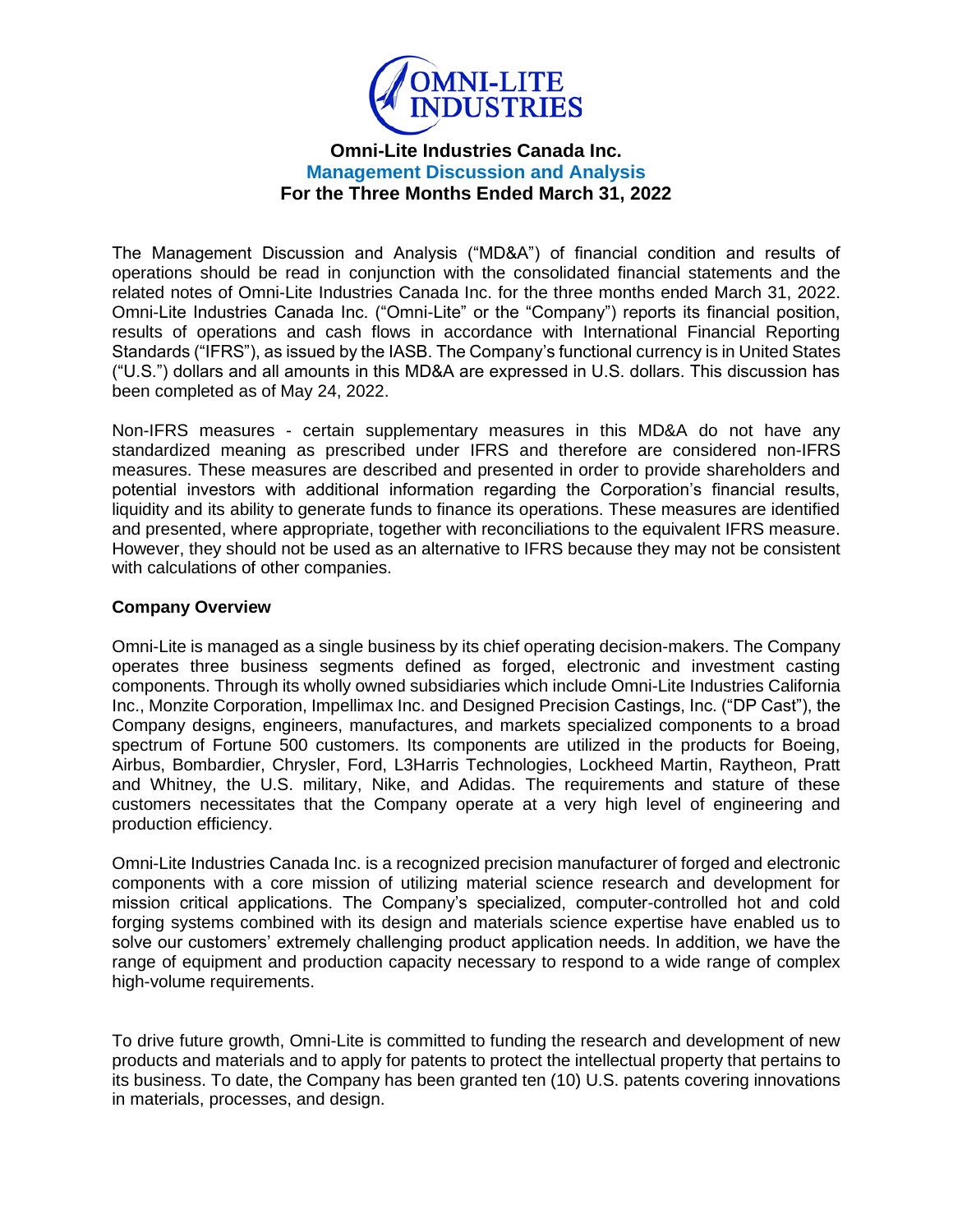# Omni-Lite Industries Canada Inc.

## Management Discussion and Analysis

## For the Three Months Ended March 31, 2022

The Management Discussion and Analysis ("MD&A") of financial condition and results of operations should be read in conjunction with the consolidated financial statements and the related notes of Omni-Lite Industries Canada Inc. for the three months ended March 31, 2022. Omni-Lite Industries Canada Inc. ("Omni-Lite" or the "Company") reports its financial position, results of operations and cash flows in accordance with International Financial Reporting Standards ("IFRS"), as issued by the IASB. The Company's functional currency is in United States ("U.S.") dollars and all amounts in this MD&A are expressed in U.S. dollars. This discussion has been completed as of May 24, 2022.

Non-IFRS measures - certain supplementary measures in this MD&A do not have any standardized meaning as prescribed under IFRS and therefore are considered non-IFRS measures. These measures are described and presented in order to provide shareholders and potential investors with additional information regarding the Corporation's financial results, liquidity and its ability to generate funds to finance its operations. These measures are identified and presented, where appropriate, together with reconciliations to the equivalent IFRS measure. However, they should not be used as an alternative to IFRS because they may not be consistent with calculations of other companies.

**Company Overview**

Omni-Lite is managed as a single business by its chief operating decision-makers. The Company operates three business segments defined as forged, electronic and investment casting components. Through its wholly owned subsidiaries which include Omni-Lite Industries California Inc., Monzite Corporation, Impellimax Inc. and Designed Precision Castings, Inc. ("DP Cast"), the Company designs, engineers, manufactures, and markets specialized components to a broad spectrum of Fortune 500 customers. Its components are utilized in the products for Boeing, Airbus, Bombardier, Chrysler, Ford, L3Harris Technologies, Lockheed Martin, Raytheon, Pratt and Whitney, the U.S. military, Nike, and Adidas. The requirements and stature of these customers necessitates that the Company operate at a very high level of engineering and production efficiency.

Omni-Lite Industries Canada Inc. is a recognized precision manufacturer of forged and electronic components with a core mission of utilizing material science research and development for mission critical applications. The Company's specialized, computer-controlled hot and cold forging systems combined with its design and materials science expertise have enabled us to solve our customers' extremely challenging product application needs. In addition, we have the range of equipment and production capacity necessary to respond to a wide range of complex high-volume requirements.

To drive future growth, Omni-Lite is committed to funding the research and development of new products and materials and to apply for patents to protect the intellectual property that pertains to its business. To date, the Company has been granted ten (10) U.S. patents covering innovations in materials, processes, and design.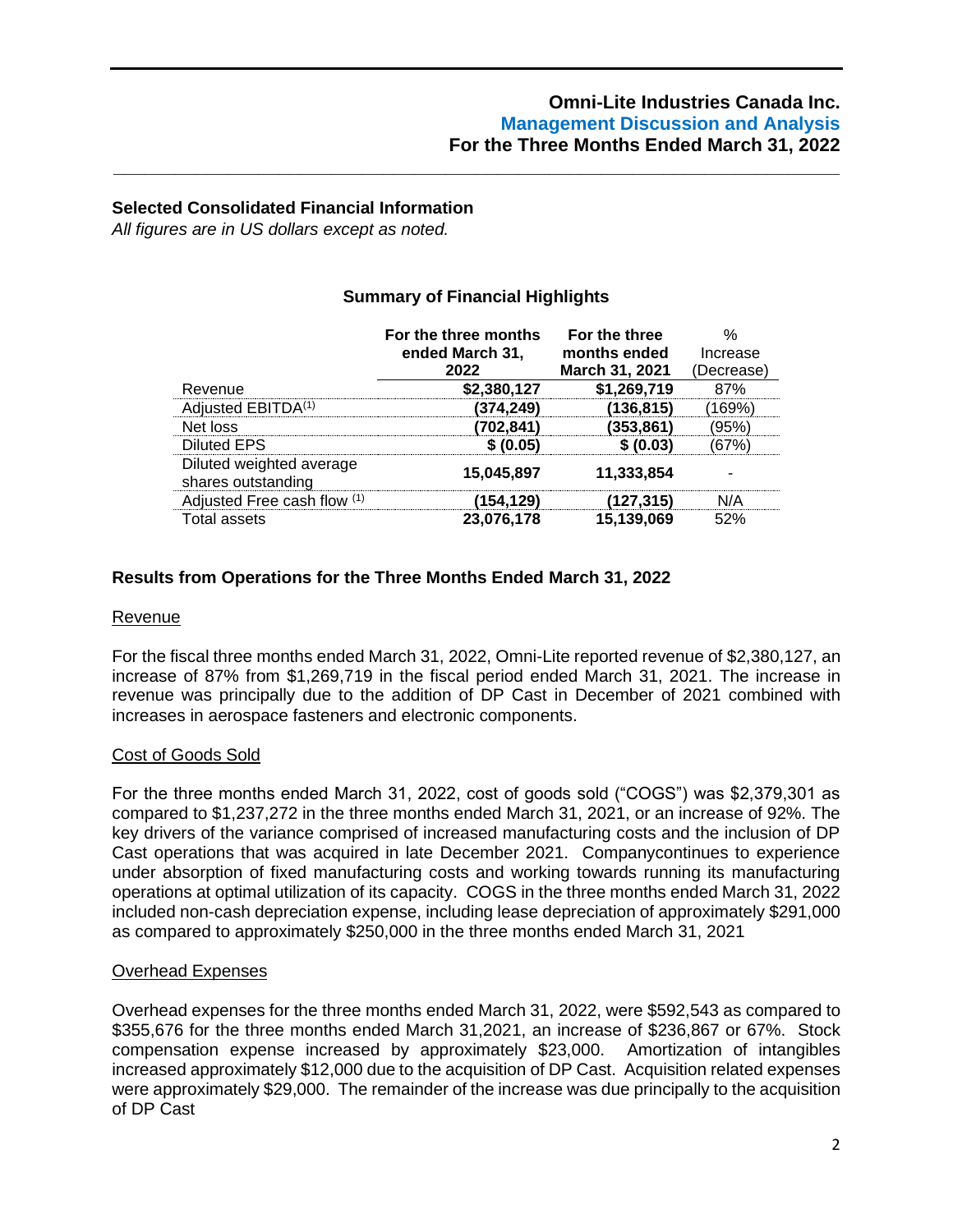## Selected Consolidated Financial Information

*All figures are in US dollars except as noted.*

### Summary of Financial Highlights

| | For the three months ended March 31, 2022 | For the three months ended March 31, 2021 | % Increase (Decrease) |
|---|---|---|---|
| Revenue | **$2,380,127** | **$1,269,719** | 87% |
| Adjusted EBITDA[1] | **(374,249)** | **(136,815)** | (169%) |
| Net loss | **(702,841)** | **(353,861)** | (95%) |
| Diluted EPS | **$ (0.05)** | **$ (0.03)** | (67%) |
| Diluted weighted average shares outstanding | **15,045,897** | **11,333,854** | - |
| Adjusted Free cash flow [1] | **(154,129)** | **(127,315)** | N/A |
| Total assets | **23,076,178** | **15,139,069** | 52% |

## Results from Operations for the Three Months Ended March 31, 2022

Revenue

For the fiscal three months ended March 31, 2022, Omni-Lite reported revenue of $2,380,127, an increase of 87% from $1,269,719 in the fiscal period ended March 31, 2021. The increase in revenue was principally due to the addition of DP Cast in December of 2021 combined with increases in aerospace fasteners and electronic components.

Cost of Goods Sold

For the three months ended March 31, 2022, cost of goods sold ("COGS") was $2,379,301 as compared to $1,237,272 in the three months ended March 31, 2021, or an increase of 92%. The key drivers of the variance comprised of increased manufacturing costs and the inclusion of DP Cast operations that was acquired in late December 2021. Companycontinues to experience under absorption of fixed manufacturing costs and working towards running its manufacturing operations at optimal utilization of its capacity. COGS in the three months ended March 31, 2022 included non-cash depreciation expense, including lease depreciation of approximately $291,000 as compared to approximately $250,000 in the three months ended March 31, 2021

Overhead Expenses

Overhead expenses for the three months ended March 31, 2022, were $592,543 as compared to $355,676 for the three months ended March 31,2021, an increase of $236,867 or 67%. Stock compensation expense increased by approximately $23,000. Amortization of intangibles increased approximately $12,000 due to the acquisition of DP Cast. Acquisition related expenses were approximately $29,000. The remainder of the increase was due principally to the acquisition of DP Cast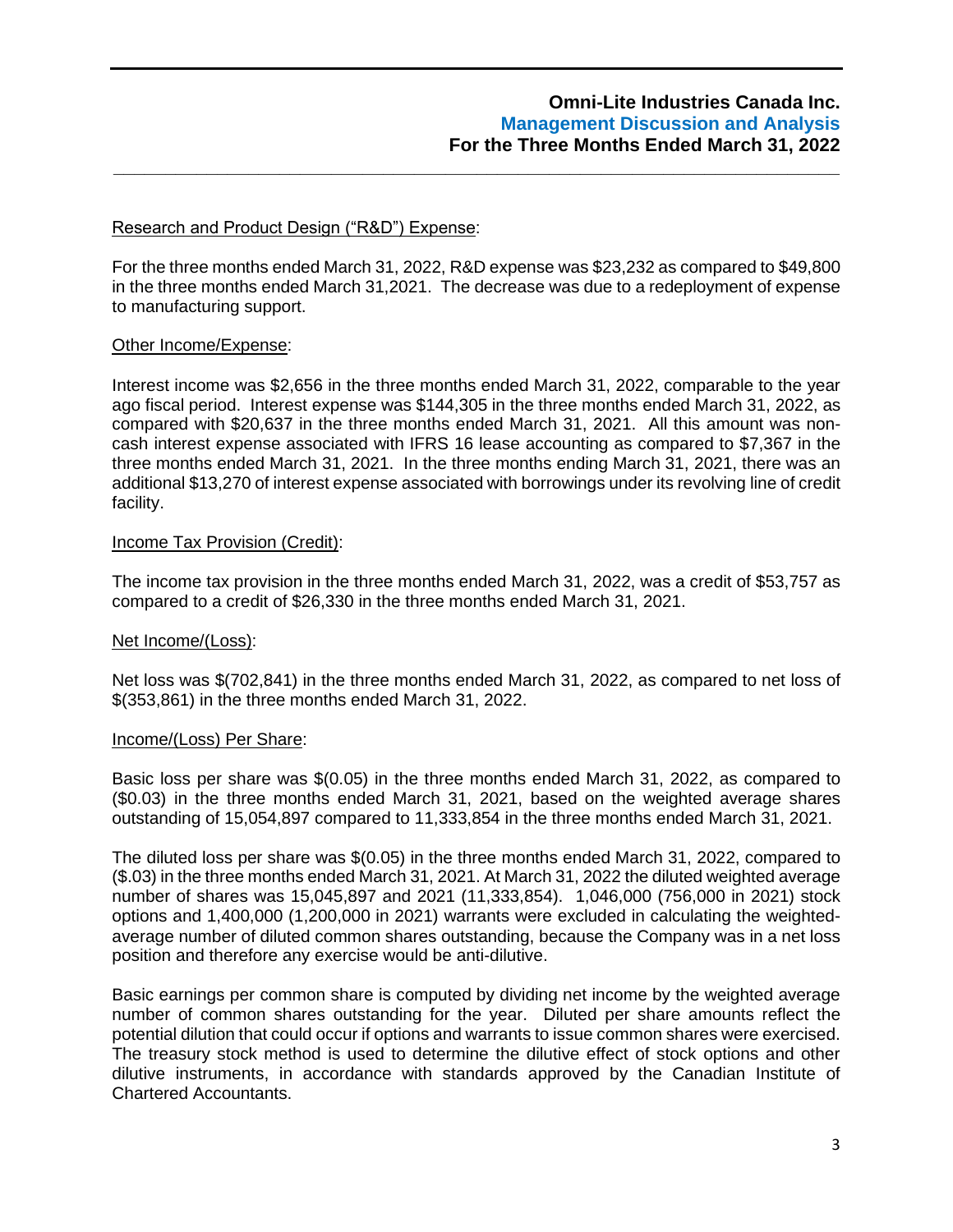Research and Product Design ("R&D") Expense:

For the three months ended March 31, 2022, R&D expense was $23,232 as compared to $49,800 in the three months ended March 31,2021. The decrease was due to a redeployment of expense to manufacturing support.

Other Income/Expense:

Interest income was $2,656 in the three months ended March 31, 2022, comparable to the year ago fiscal period. Interest expense was $144,305 in the three months ended March 31, 2022, as compared with $20,637 in the three months ended March 31, 2021. All this amount was non-cash interest expense associated with IFRS 16 lease accounting as compared to $7,367 in the three months ended March 31, 2021. In the three months ending March 31, 2021, there was an additional $13,270 of interest expense associated with borrowings under its revolving line of credit facility.

Income Tax Provision (Credit):

The income tax provision in the three months ended March 31, 2022, was a credit of $53,757 as compared to a credit of $26,330 in the three months ended March 31, 2021.

Net Income/(Loss):

Net loss was $(702,841) in the three months ended March 31, 2022, as compared to net loss of $(353,861) in the three months ended March 31, 2022.

Income/(Loss) Per Share:

Basic loss per share was $(0.05) in the three months ended March 31, 2022, as compared to ($0.03) in the three months ended March 31, 2021, based on the weighted average shares outstanding of 15,054,897 compared to 11,333,854 in the three months ended March 31, 2021.

The diluted loss per share was $(0.05) in the three months ended March 31, 2022, compared to ($.03) in the three months ended March 31, 2021. At March 31, 2022 the diluted weighted average number of shares was 15,045,897 and 2021 (11,333,854). 1,046,000 (756,000 in 2021) stock options and 1,400,000 (1,200,000 in 2021) warrants were excluded in calculating the weighted-average number of diluted common shares outstanding, because the Company was in a net loss position and therefore any exercise would be anti-dilutive.

Basic earnings per common share is computed by dividing net income by the weighted average number of common shares outstanding for the year. Diluted per share amounts reflect the potential dilution that could occur if options and warrants to issue common shares were exercised. The treasury stock method is used to determine the dilutive effect of stock options and other dilutive instruments, in accordance with standards approved by the Canadian Institute of Chartered Accountants.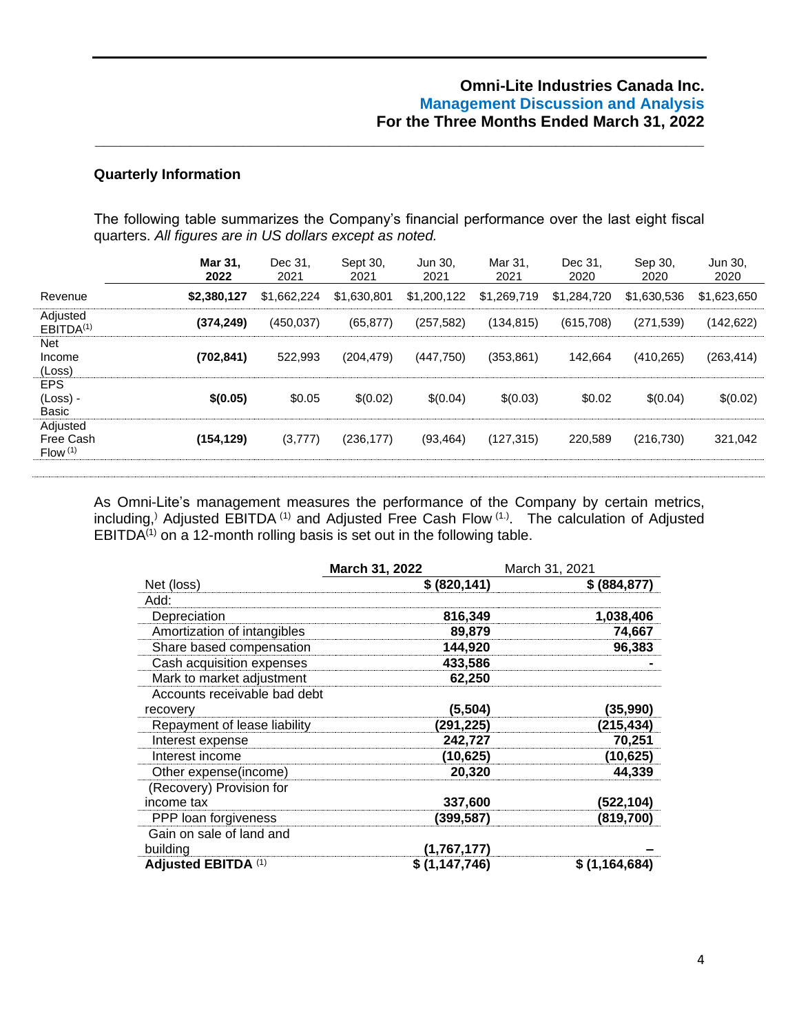## Quarterly Information

The following table summarizes the Company's financial performance over the last eight fiscal quarters. *All figures are in US dollars except as noted.*

| | **Mar 31, 2022** | Dec 31, 2021 | Sept 30, 2021 | Jun 30, 2021 | Mar 31, 2021 | Dec 31, 2020 | Sep 30, 2020 | Jun 30, 2020 |
|---|---|---|---|---|---|---|---|---|
| Revenue | **$2,380,127** | $1,662,224 | $1,630,801 | $1,200,122 | $1,269,719 | $1,284,720 | $1,630,536 | $1,623,650 |
| Adjusted EBITDA[(1)] | **(374,249)** | (450,037) | (65,877) | (257,582) | (134,815) | (615,708) | (271,539) | (142,622) |
| Net Income (Loss) | **(702,841)** | 522,993 | (204,479) | (447,750) | (353,861) | 142,664 | (410,265) | (263,414) |
| EPS (Loss) - Basic | **$(0.05)** | $0.05 | $(0.02) | $(0.04) | $(0.03) | $0.02 | $(0.04) | $(0.02) |
| Adjusted Free Cash Flow [(1)] | **(154,129)** | (3,777) | (236,177) | (93,464) | (127,315) | 220,589 | (216,730) | 321,042 |

As Omni-Lite's management measures the performance of the Company by certain metrics, including,) Adjusted EBITDA [(1)] and Adjusted Free Cash Flow [(1.)]. The calculation of Adjusted EBITDA[(1)] on a 12-month rolling basis is set out in the following table.

| | **March 31, 2022** | March 31, 2021 |
|---|---|---|
| Net (loss) | **$ (820,141)** | **$ (884,877)** |
| Add: | | |
| Depreciation | **816,349** | **1,038,406** |
| Amortization of intangibles | **89,879** | **74,667** |
| Share based compensation | **144,920** | **96,383** |
| Cash acquisition expenses | **433,586** | **-** |
| Mark to market adjustment | **62,250** | |
| Accounts receivable bad debt recovery | **(5,504)** | **(35,990)** |
| Repayment of lease liability | **(291,225)** | **(215,434)** |
| Interest expense | **242,727** | **70,251** |
| Interest income | **(10,625)** | **(10,625)** |
| Other expense(income) | **20,320** | **44,339** |
| (Recovery) Provision for income tax | **337,600** | **(522,104)** |
| PPP loan forgiveness | **(399,587)** | **(819,700)** |
| Gain on sale of land and building | **(1,767,177)** | **–** |
| **Adjusted EBITDA** [(1)] | **$ (1,147,746)** | **$ (1,164,684)** |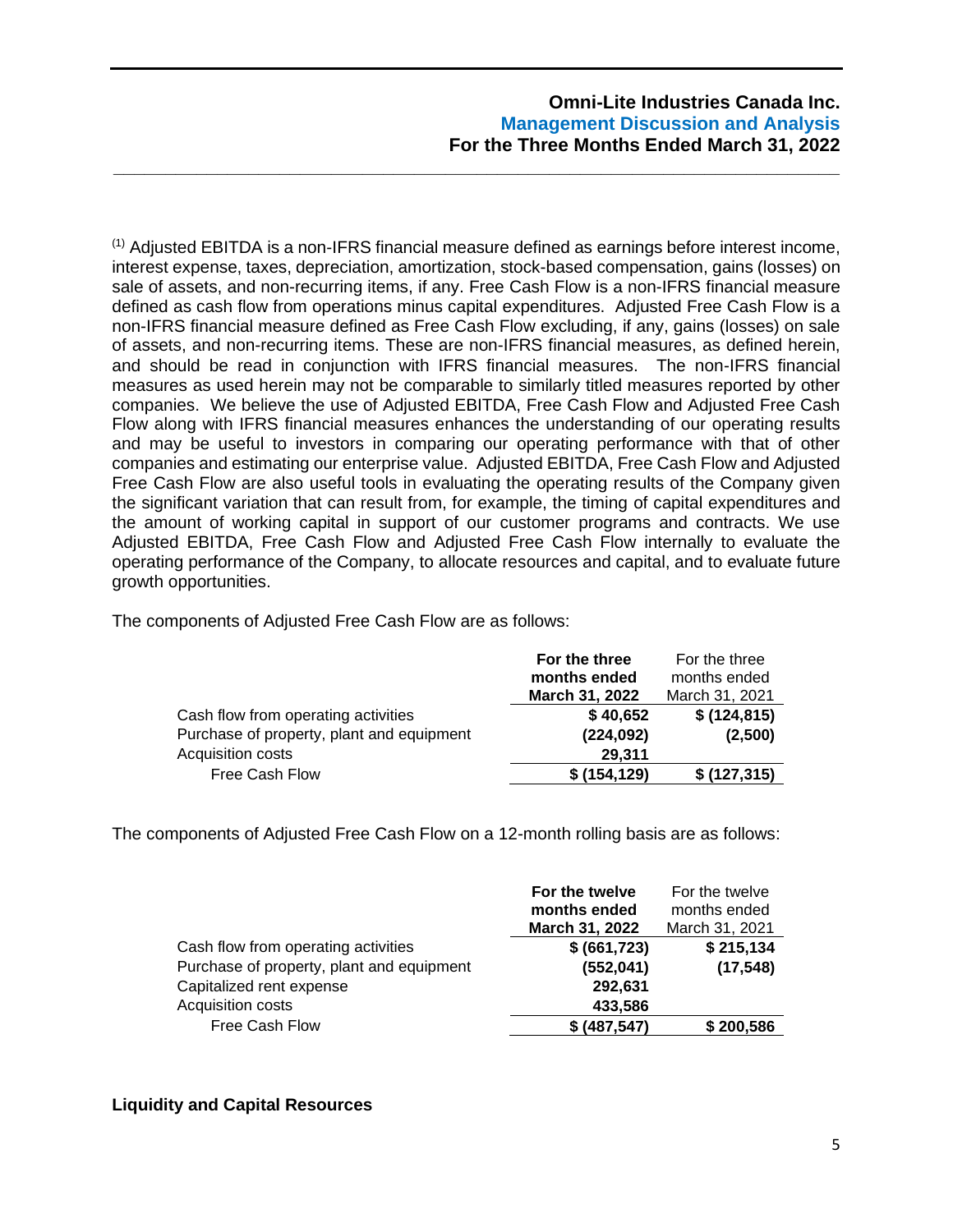[(1)] Adjusted EBITDA is a non-IFRS financial measure defined as earnings before interest income, interest expense, taxes, depreciation, amortization, stock-based compensation, gains (losses) on sale of assets, and non-recurring items, if any. Free Cash Flow is a non-IFRS financial measure defined as cash flow from operations minus capital expenditures. Adjusted Free Cash Flow is a non-IFRS financial measure defined as Free Cash Flow excluding, if any, gains (losses) on sale of assets, and non-recurring items. These are non-IFRS financial measures, as defined herein, and should be read in conjunction with IFRS financial measures. The non-IFRS financial measures as used herein may not be comparable to similarly titled measures reported by other companies. We believe the use of Adjusted EBITDA, Free Cash Flow and Adjusted Free Cash Flow along with IFRS financial measures enhances the understanding of our operating results and may be useful to investors in comparing our operating performance with that of other companies and estimating our enterprise value. Adjusted EBITDA, Free Cash Flow and Adjusted Free Cash Flow are also useful tools in evaluating the operating results of the Company given the significant variation that can result from, for example, the timing of capital expenditures and the amount of working capital in support of our customer programs and contracts. We use Adjusted EBITDA, Free Cash Flow and Adjusted Free Cash Flow internally to evaluate the operating performance of the Company, to allocate resources and capital, and to evaluate future growth opportunities.

The components of Adjusted Free Cash Flow are as follows:

| | **For the three months ended March 31, 2022** | For the three months ended March 31, 2021 |
|---|---|---|
| Cash flow from operating activities | **$ 40,652** | **$ (124,815)** |
| Purchase of property, plant and equipment | **(224,092)** | **(2,500)** |
| Acquisition costs | **29,311** | |
| Free Cash Flow | **$ (154,129)** | **$ (127,315)** |

The components of Adjusted Free Cash Flow on a 12-month rolling basis are as follows:

| | **For the twelve months ended March 31, 2022** | For the twelve months ended March 31, 2021 |
|---|---|---|
| Cash flow from operating activities | **$ (661,723)** | **$ 215,134** |
| Purchase of property, plant and equipment | **(552,041)** | **(17,548)** |
| Capitalized rent expense | **292,631** | |
| Acquisition costs | **433,586** | |
| Free Cash Flow | **$ (487,547)** | **$ 200,586** |

## Liquidity and Capital Resources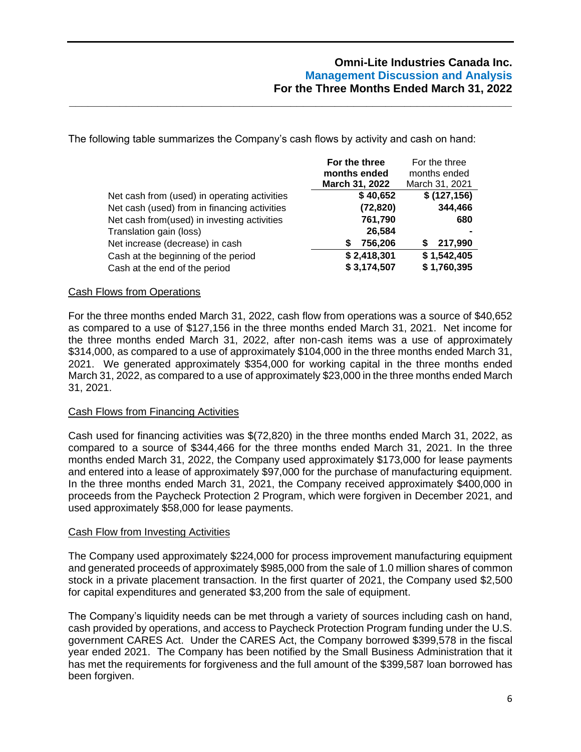The following table summarizes the Company's cash flows by activity and cash on hand:

| | **For the three months ended March 31, 2022** | For the three months ended March 31, 2021 |
|---|---|---|
| Net cash from (used) in operating activities | **$ 40,652** | **$ (127,156)** |
| Net cash (used) from in financing activities | **(72,820)** | **344,466** |
| Net cash from(used) in investing activities | **761,790** | **680** |
| Translation gain (loss) | **26,584** | **-** |
| Net increase (decrease) in cash | **$ 756,206** | **$ 217,990** |
| Cash at the beginning of the period | **$ 2,418,301** | **$ 1,542,405** |
| Cash at the end of the period | **$ 3,174,507** | **$ 1,760,395** |

Cash Flows from Operations

For the three months ended March 31, 2022, cash flow from operations was a source of $40,652 as compared to a use of $127,156 in the three months ended March 31, 2021. Net income for the three months ended March 31, 2022, after non-cash items was a use of approximately $314,000, as compared to a use of approximately $104,000 in the three months ended March 31, 2021. We generated approximately $354,000 for working capital in the three months ended March 31, 2022, as compared to a use of approximately $23,000 in the three months ended March 31, 2021.

Cash Flows from Financing Activities

Cash used for financing activities was $(72,820) in the three months ended March 31, 2022, as compared to a source of $344,466 for the three months ended March 31, 2021. In the three months ended March 31, 2022, the Company used approximately $173,000 for lease payments and entered into a lease of approximately $97,000 for the purchase of manufacturing equipment. In the three months ended March 31, 2021, the Company received approximately $400,000 in proceeds from the Paycheck Protection 2 Program, which were forgiven in December 2021, and used approximately $58,000 for lease payments.

Cash Flow from Investing Activities

The Company used approximately $224,000 for process improvement manufacturing equipment and generated proceeds of approximately $985,000 from the sale of 1.0 million shares of common stock in a private placement transaction. In the first quarter of 2021, the Company used $2,500 for capital expenditures and generated $3,200 from the sale of equipment.

The Company's liquidity needs can be met through a variety of sources including cash on hand, cash provided by operations, and access to Paycheck Protection Program funding under the U.S. government CARES Act. Under the CARES Act, the Company borrowed $399,578 in the fiscal year ended 2021. The Company has been notified by the Small Business Administration that it has met the requirements for forgiveness and the full amount of the $399,587 loan borrowed has been forgiven.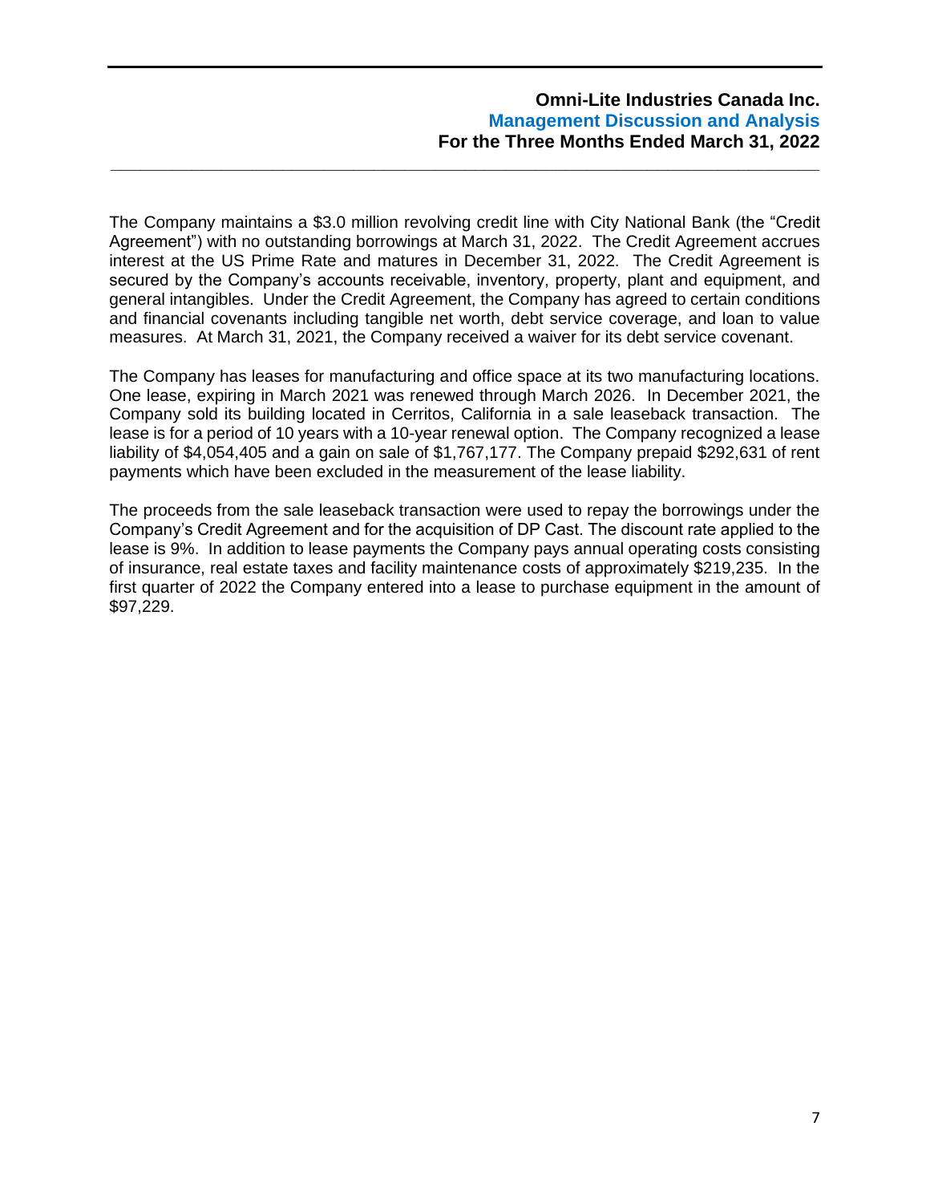The Company maintains a $3.0 million revolving credit line with City National Bank (the "Credit Agreement") with no outstanding borrowings at March 31, 2022. The Credit Agreement accrues interest at the US Prime Rate and matures in December 31, 2022. The Credit Agreement is secured by the Company's accounts receivable, inventory, property, plant and equipment, and general intangibles. Under the Credit Agreement, the Company has agreed to certain conditions and financial covenants including tangible net worth, debt service coverage, and loan to value measures. At March 31, 2021, the Company received a waiver for its debt service covenant.

The Company has leases for manufacturing and office space at its two manufacturing locations. One lease, expiring in March 2021 was renewed through March 2026. In December 2021, the Company sold its building located in Cerritos, California in a sale leaseback transaction. The lease is for a period of 10 years with a 10-year renewal option. The Company recognized a lease liability of $4,054,405 and a gain on sale of $1,767,177. The Company prepaid $292,631 of rent payments which have been excluded in the measurement of the lease liability.

The proceeds from the sale leaseback transaction were used to repay the borrowings under the Company's Credit Agreement and for the acquisition of DP Cast. The discount rate applied to the lease is 9%. In addition to lease payments the Company pays annual operating costs consisting of insurance, real estate taxes and facility maintenance costs of approximately $219,235. In the first quarter of 2022 the Company entered into a lease to purchase equipment in the amount of $97,229.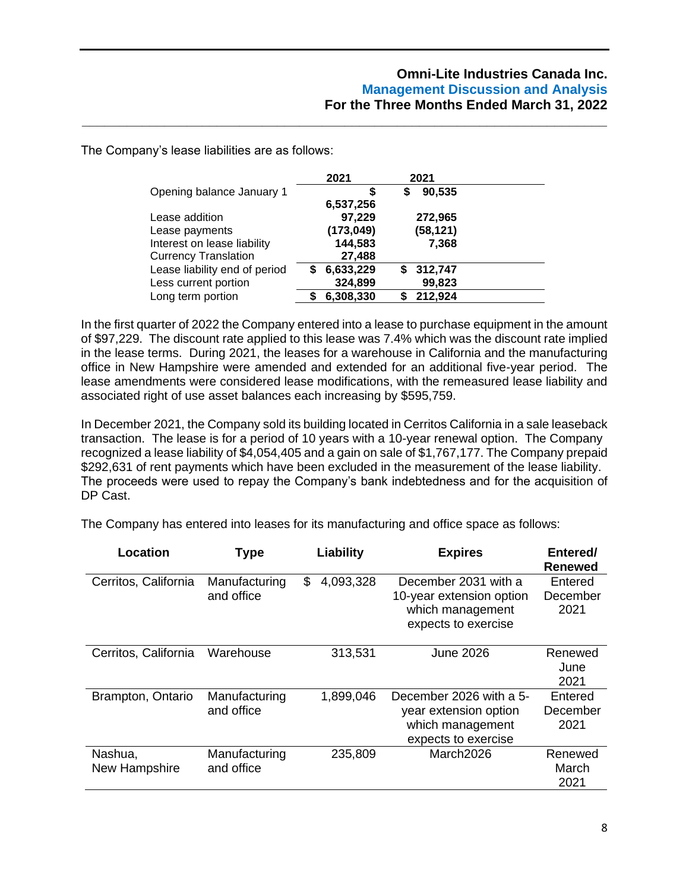The Company's lease liabilities are as follows:

| | 2021 | 2021 |
|---|---|---|
| Opening balance January 1 | $ 6,537,256 | $ 90,535 |
| Lease addition | 97,229 | 272,965 |
| Lease payments | (173,049) | (58,121) |
| Interest on lease liability | 144,583 | 7,368 |
| Currency Translation | 27,488 | |
| Lease liability end of period | $ 6,633,229 | $ 312,747 |
| Less current portion | 324,899 | 99,823 |
| Long term portion | $ 6,308,330 | $ 212,924 |

In the first quarter of 2022 the Company entered into a lease to purchase equipment in the amount of $97,229. The discount rate applied to this lease was 7.4% which was the discount rate implied in the lease terms. During 2021, the leases for a warehouse in California and the manufacturing office in New Hampshire were amended and extended for an additional five-year period. The lease amendments were considered lease modifications, with the remeasured lease liability and associated right of use asset balances each increasing by $595,759.

In December 2021, the Company sold its building located in Cerritos California in a sale leaseback transaction. The lease is for a period of 10 years with a 10-year renewal option. The Company recognized a lease liability of $4,054,405 and a gain on sale of $1,767,177. The Company prepaid $292,631 of rent payments which have been excluded in the measurement of the lease liability. The proceeds were used to repay the Company's bank indebtedness and for the acquisition of DP Cast.

The Company has entered into leases for its manufacturing and office space as follows:

| Location | Type | Liability | Expires | Entered/ Renewed |
|---|---|---|---|---|
| Cerritos, California | Manufacturing and office | $ 4,093,328 | December 2031 with a 10-year extension option which management expects to exercise | Entered December 2021 |
| Cerritos, California | Warehouse | 313,531 | June 2026 | Renewed June 2021 |
| Brampton, Ontario | Manufacturing and office | 1,899,046 | December 2026 with a 5-year extension option which management expects to exercise | Entered December 2021 |
| Nashua, New Hampshire | Manufacturing and office | 235,809 | March2026 | Renewed March 2021 |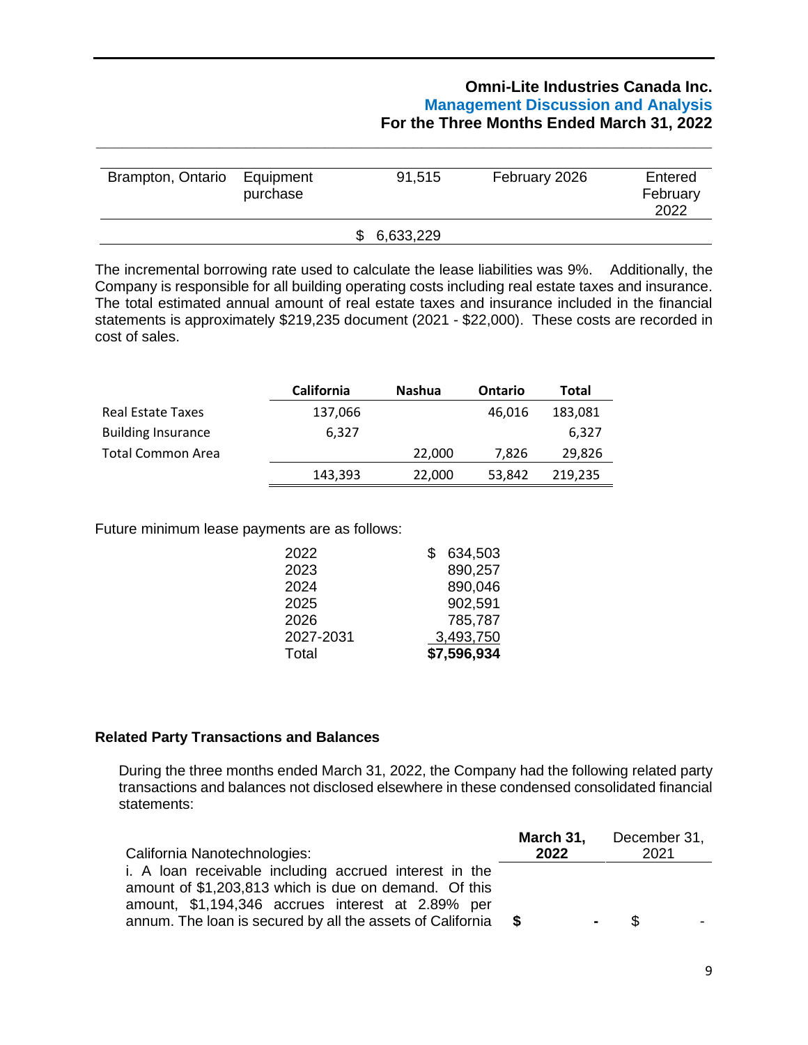| Brampton, Ontario | Equipment purchase | 91,515 | February 2026 | Entered February 2022 |
|---|---|---|---|---|
| | | $ 6,633,229 | | |

The incremental borrowing rate used to calculate the lease liabilities was 9%. Additionally, the Company is responsible for all building operating costs including real estate taxes and insurance. The total estimated annual amount of real estate taxes and insurance included in the financial statements is approximately $219,235 document (2021 - $22,000). These costs are recorded in cost of sales.

| | California | Nashua | Ontario | Total |
|---|---|---|---|---|
| Real Estate Taxes | 137,066 | | 46,016 | 183,081 |
| Building Insurance | 6,327 | | | 6,327 |
| Total Common Area | | 22,000 | 7,826 | 29,826 |
| | 143,393 | 22,000 | 53,842 | 219,235 |

Future minimum lease payments are as follows:

| | |
|---|---|
| 2022 | $ 634,503 |
| 2023 | 890,257 |
| 2024 | 890,046 |
| 2025 | 902,591 |
| 2026 | 785,787 |
| 2027-2031 | 3,493,750 |
| Total | **$7,596,934** |

**Related Party Transactions and Balances**

During the three months ended March 31, 2022, the Company had the following related party transactions and balances not disclosed elsewhere in these condensed consolidated financial statements:

| California Nanotechnologies: | **March 31, 2022** | December 31, 2021 |
|---|---|---|
| i. A loan receivable including accrued interest in the amount of $1,203,813 which is due on demand. Of this amount, $1,194,346 accrues interest at 2.89% per annum. The loan is secured by all the assets of California | **$ -** | $ - |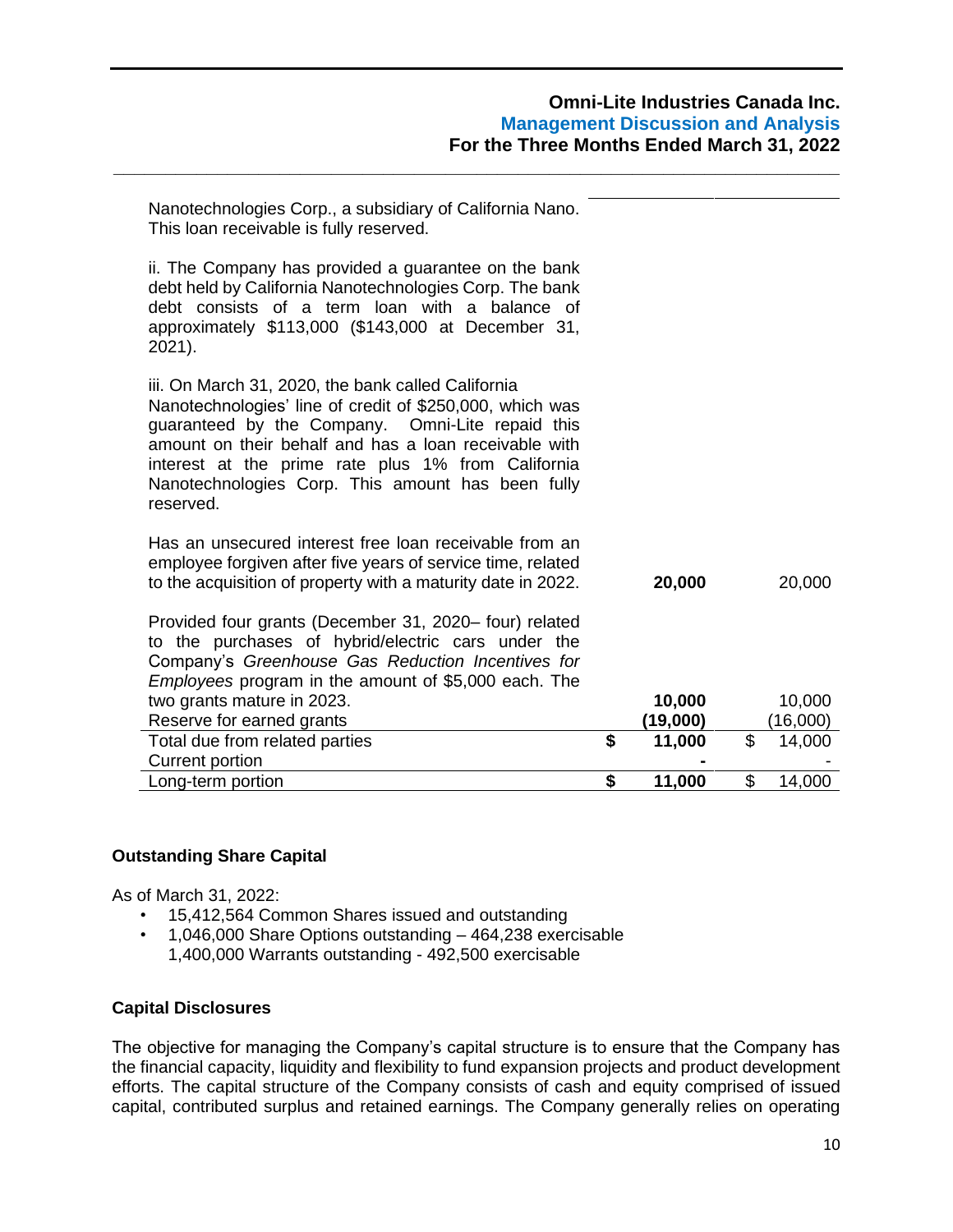| | | |
|---|---|---|
| Nanotechnologies Corp., a subsidiary of California Nano. This loan receivable is fully reserved. | | |
| ii. The Company has provided a guarantee on the bank debt held by California Nanotechnologies Corp. The bank debt consists of a term loan with a balance of approximately $113,000 ($143,000 at December 31, 2021). | | |
| iii. On March 31, 2020, the bank called California Nanotechnologies' line of credit of $250,000, which was guaranteed by the Company. Omni-Lite repaid this amount on their behalf and has a loan receivable with interest at the prime rate plus 1% from California Nanotechnologies Corp. This amount has been fully reserved. | | |
| Has an unsecured interest free loan receivable from an employee forgiven after five years of service time, related to the acquisition of property with a maturity date in 2022. | **20,000** | 20,000 |
| Provided four grants (December 31, 2020– four) related to the purchases of hybrid/electric cars under the Company's *Greenhouse Gas Reduction Incentives for Employees* program in the amount of $5,000 each. The two grants mature in 2023. | **10,000** | 10,000 |
| Reserve for earned grants | **(19,000)** | (16,000) |
| Total due from related parties | **$ 11,000** | $ 14,000 |
| Current portion | **-** | - |
| Long-term portion | **$ 11,000** | $ 14,000 |

**Outstanding Share Capital**

As of March 31, 2022:

- 15,412,564 Common Shares issued and outstanding
- 1,046,000 Share Options outstanding – 464,238 exercisable
  1,400,000 Warrants outstanding - 492,500 exercisable

**Capital Disclosures**

The objective for managing the Company's capital structure is to ensure that the Company has the financial capacity, liquidity and flexibility to fund expansion projects and product development efforts. The capital structure of the Company consists of cash and equity comprised of issued capital, contributed surplus and retained earnings. The Company generally relies on operating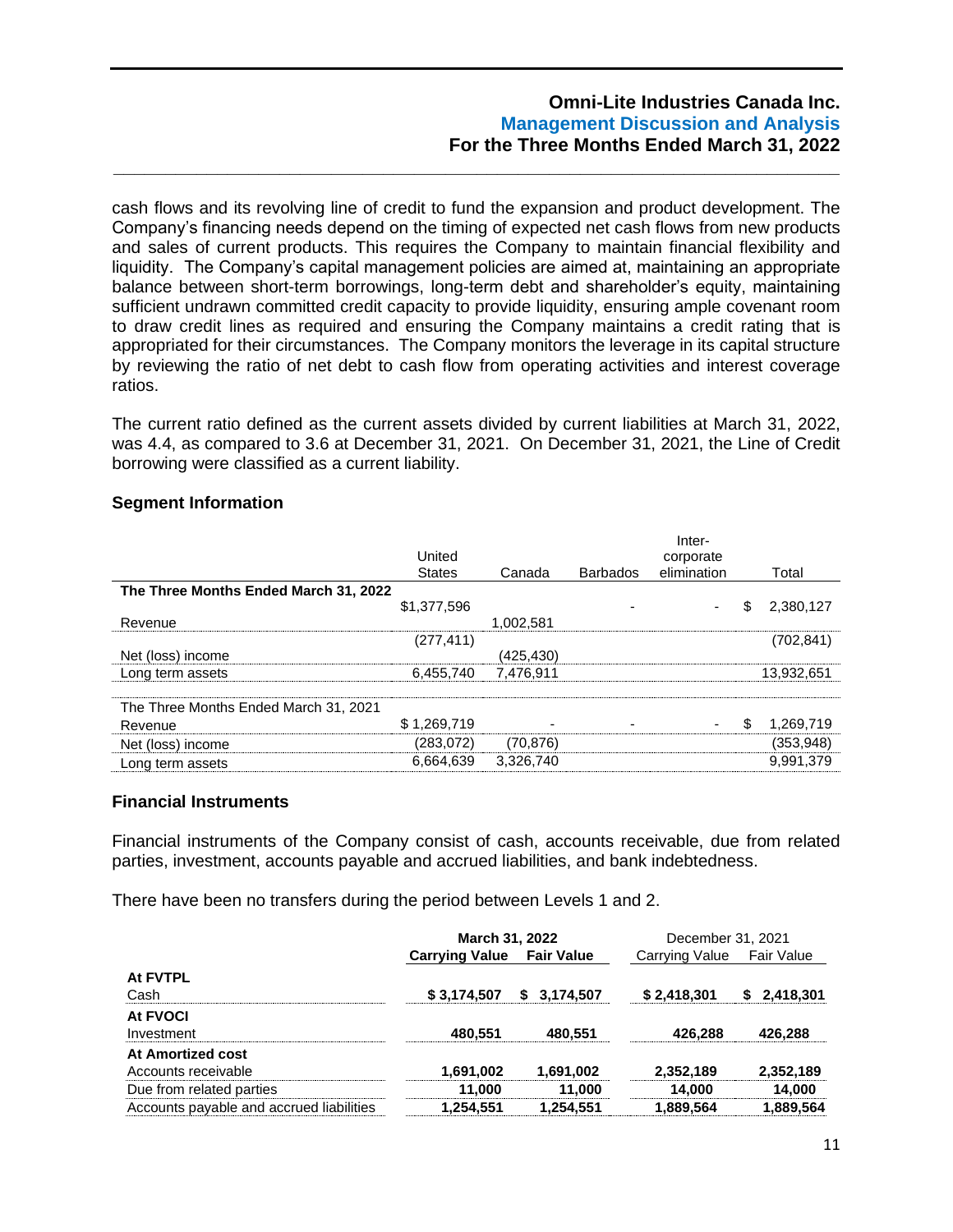cash flows and its revolving line of credit to fund the expansion and product development. The Company's financing needs depend on the timing of expected net cash flows from new products and sales of current products. This requires the Company to maintain financial flexibility and liquidity. The Company's capital management policies are aimed at, maintaining an appropriate balance between short-term borrowings, long-term debt and shareholder's equity, maintaining sufficient undrawn committed credit capacity to provide liquidity, ensuring ample covenant room to draw credit lines as required and ensuring the Company maintains a credit rating that is appropriated for their circumstances. The Company monitors the leverage in its capital structure by reviewing the ratio of net debt to cash flow from operating activities and interest coverage ratios.

The current ratio defined as the current assets divided by current liabilities at March 31, 2022, was 4.4, as compared to 3.6 at December 31, 2021. On December 31, 2021, the Line of Credit borrowing were classified as a current liability.

## Segment Information

| | United States | Canada | Barbados | Inter-corporate elimination | Total |
|---|---|---|---|---|---|
| **The Three Months Ended March 31, 2022** | | | | | |
| Revenue | $1,377,596 | 1,002,581 | - | - | $ 2,380,127 |
| Net (loss) income | (277,411) | (425,430) | | | (702,841) |
| Long term assets | 6,455,740 | 7,476,911 | | | 13,932,651 |
| | | | | | |
| The Three Months Ended March 31, 2021 | | | | | |
| Revenue | $ 1,269,719 | - | - | - | $ 1,269,719 |
| Net (loss) income | (283,072) | (70,876) | | | (353,948) |
| Long term assets | 6,664,639 | 3,326,740 | | | 9,991,379 |

## Financial Instruments

Financial instruments of the Company consist of cash, accounts receivable, due from related parties, investment, accounts payable and accrued liabilities, and bank indebtedness.

There have been no transfers during the period between Levels 1 and 2.

| | **March 31, 2022** | | December 31, 2021 | |
|---|---|---|---|---|
| | **Carrying Value** | **Fair Value** | Carrying Value | Fair Value |
| **At FVTPL** | | | | |
| Cash | **$ 3,174,507** | **$ 3,174,507** | **$ 2,418,301** | **$ 2,418,301** |
| **At FVOCI** | | | | |
| Investment | **480,551** | **480,551** | **426,288** | **426,288** |
| **At Amortized cost** | | | | |
| Accounts receivable | **1,691,002** | **1,691,002** | **2,352,189** | **2,352,189** |
| Due from related parties | **11,000** | **11,000** | **14,000** | **14,000** |
| Accounts payable and accrued liabilities | **1,254,551** | **1,254,551** | **1,889,564** | **1,889,564** |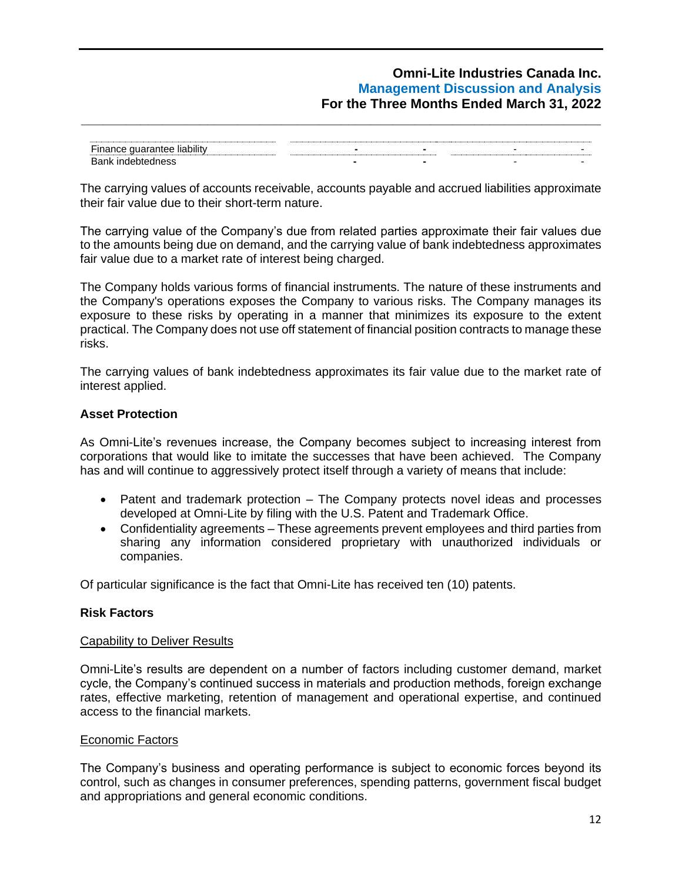| | | | | |
|---|---|---|---|---|
| Finance guarantee liability | - | - | - | - |
| Bank indebtedness | - | - | - | - |

The carrying values of accounts receivable, accounts payable and accrued liabilities approximate their fair value due to their short-term nature.

The carrying value of the Company's due from related parties approximate their fair values due to the amounts being due on demand, and the carrying value of bank indebtedness approximates fair value due to a market rate of interest being charged.

The Company holds various forms of financial instruments. The nature of these instruments and the Company's operations exposes the Company to various risks. The Company manages its exposure to these risks by operating in a manner that minimizes its exposure to the extent practical. The Company does not use off statement of financial position contracts to manage these risks.

The carrying values of bank indebtedness approximates its fair value due to the market rate of interest applied.

## Asset Protection

As Omni-Lite's revenues increase, the Company becomes subject to increasing interest from corporations that would like to imitate the successes that have been achieved. The Company has and will continue to aggressively protect itself through a variety of means that include:

- Patent and trademark protection – The Company protects novel ideas and processes developed at Omni-Lite by filing with the U.S. Patent and Trademark Office.
- Confidentiality agreements – These agreements prevent employees and third parties from sharing any information considered proprietary with unauthorized individuals or companies.

Of particular significance is the fact that Omni-Lite has received ten (10) patents.

## Risk Factors

### Capability to Deliver Results

Omni-Lite's results are dependent on a number of factors including customer demand, market cycle, the Company's continued success in materials and production methods, foreign exchange rates, effective marketing, retention of management and operational expertise, and continued access to the financial markets.

### Economic Factors

The Company's business and operating performance is subject to economic forces beyond its control, such as changes in consumer preferences, spending patterns, government fiscal budget and appropriations and general economic conditions.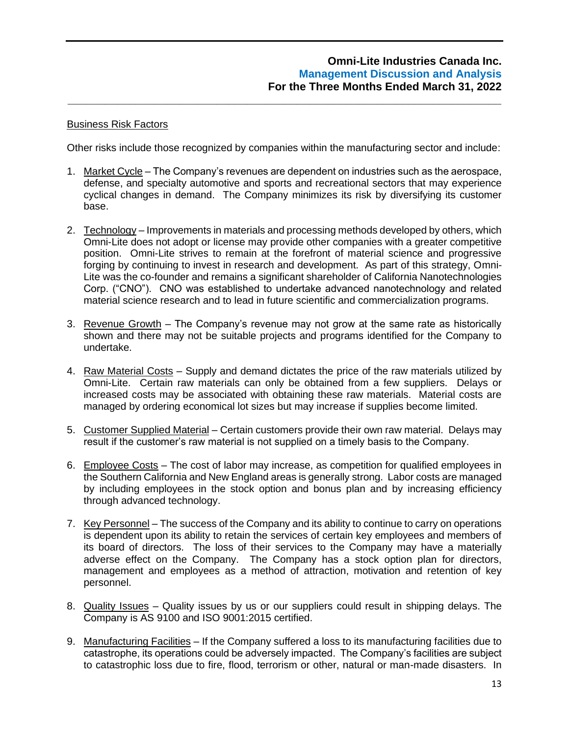Business Risk Factors

Other risks include those recognized by companies within the manufacturing sector and include:

1. Market Cycle – The Company's revenues are dependent on industries such as the aerospace, defense, and specialty automotive and sports and recreational sectors that may experience cyclical changes in demand. The Company minimizes its risk by diversifying its customer base.

2. Technology – Improvements in materials and processing methods developed by others, which Omni-Lite does not adopt or license may provide other companies with a greater competitive position. Omni-Lite strives to remain at the forefront of material science and progressive forging by continuing to invest in research and development. As part of this strategy, Omni-Lite was the co-founder and remains a significant shareholder of California Nanotechnologies Corp. ("CNO"). CNO was established to undertake advanced nanotechnology and related material science research and to lead in future scientific and commercialization programs.

3. Revenue Growth – The Company's revenue may not grow at the same rate as historically shown and there may not be suitable projects and programs identified for the Company to undertake.

4. Raw Material Costs – Supply and demand dictates the price of the raw materials utilized by Omni-Lite. Certain raw materials can only be obtained from a few suppliers. Delays or increased costs may be associated with obtaining these raw materials. Material costs are managed by ordering economical lot sizes but may increase if supplies become limited.

5. Customer Supplied Material – Certain customers provide their own raw material. Delays may result if the customer's raw material is not supplied on a timely basis to the Company.

6. Employee Costs – The cost of labor may increase, as competition for qualified employees in the Southern California and New England areas is generally strong. Labor costs are managed by including employees in the stock option and bonus plan and by increasing efficiency through advanced technology.

7. Key Personnel – The success of the Company and its ability to continue to carry on operations is dependent upon its ability to retain the services of certain key employees and members of its board of directors. The loss of their services to the Company may have a materially adverse effect on the Company. The Company has a stock option plan for directors, management and employees as a method of attraction, motivation and retention of key personnel.

8. Quality Issues – Quality issues by us or our suppliers could result in shipping delays. The Company is AS 9100 and ISO 9001:2015 certified.

9. Manufacturing Facilities – If the Company suffered a loss to its manufacturing facilities due to catastrophe, its operations could be adversely impacted. The Company's facilities are subject to catastrophic loss due to fire, flood, terrorism or other, natural or man-made disasters. In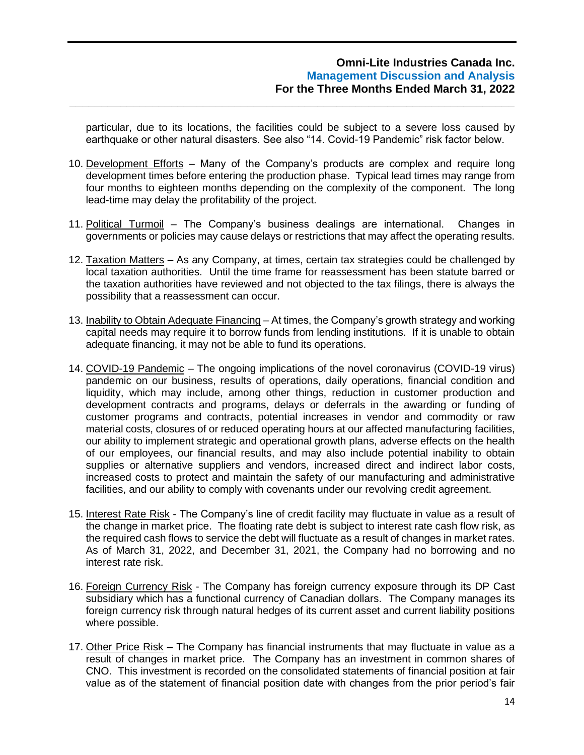particular, due to its locations, the facilities could be subject to a severe loss caused by earthquake or other natural disasters. See also "14. Covid-19 Pandemic" risk factor below.

10. Development Efforts – Many of the Company's products are complex and require long development times before entering the production phase. Typical lead times may range from four months to eighteen months depending on the complexity of the component. The long lead-time may delay the profitability of the project.

11. Political Turmoil – The Company's business dealings are international. Changes in governments or policies may cause delays or restrictions that may affect the operating results.

12. Taxation Matters – As any Company, at times, certain tax strategies could be challenged by local taxation authorities. Until the time frame for reassessment has been statute barred or the taxation authorities have reviewed and not objected to the tax filings, there is always the possibility that a reassessment can occur.

13. Inability to Obtain Adequate Financing – At times, the Company's growth strategy and working capital needs may require it to borrow funds from lending institutions. If it is unable to obtain adequate financing, it may not be able to fund its operations.

14. COVID-19 Pandemic – The ongoing implications of the novel coronavirus (COVID-19 virus) pandemic on our business, results of operations, daily operations, financial condition and liquidity, which may include, among other things, reduction in customer production and development contracts and programs, delays or deferrals in the awarding or funding of customer programs and contracts, potential increases in vendor and commodity or raw material costs, closures of or reduced operating hours at our affected manufacturing facilities, our ability to implement strategic and operational growth plans, adverse effects on the health of our employees, our financial results, and may also include potential inability to obtain supplies or alternative suppliers and vendors, increased direct and indirect labor costs, increased costs to protect and maintain the safety of our manufacturing and administrative facilities, and our ability to comply with covenants under our revolving credit agreement.

15. Interest Rate Risk - The Company's line of credit facility may fluctuate in value as a result of the change in market price. The floating rate debt is subject to interest rate cash flow risk, as the required cash flows to service the debt will fluctuate as a result of changes in market rates. As of March 31, 2022, and December 31, 2021, the Company had no borrowing and no interest rate risk.

16. Foreign Currency Risk - The Company has foreign currency exposure through its DP Cast subsidiary which has a functional currency of Canadian dollars. The Company manages its foreign currency risk through natural hedges of its current asset and current liability positions where possible.

17. Other Price Risk – The Company has financial instruments that may fluctuate in value as a result of changes in market price. The Company has an investment in common shares of CNO. This investment is recorded on the consolidated statements of financial position at fair value as of the statement of financial position date with changes from the prior period's fair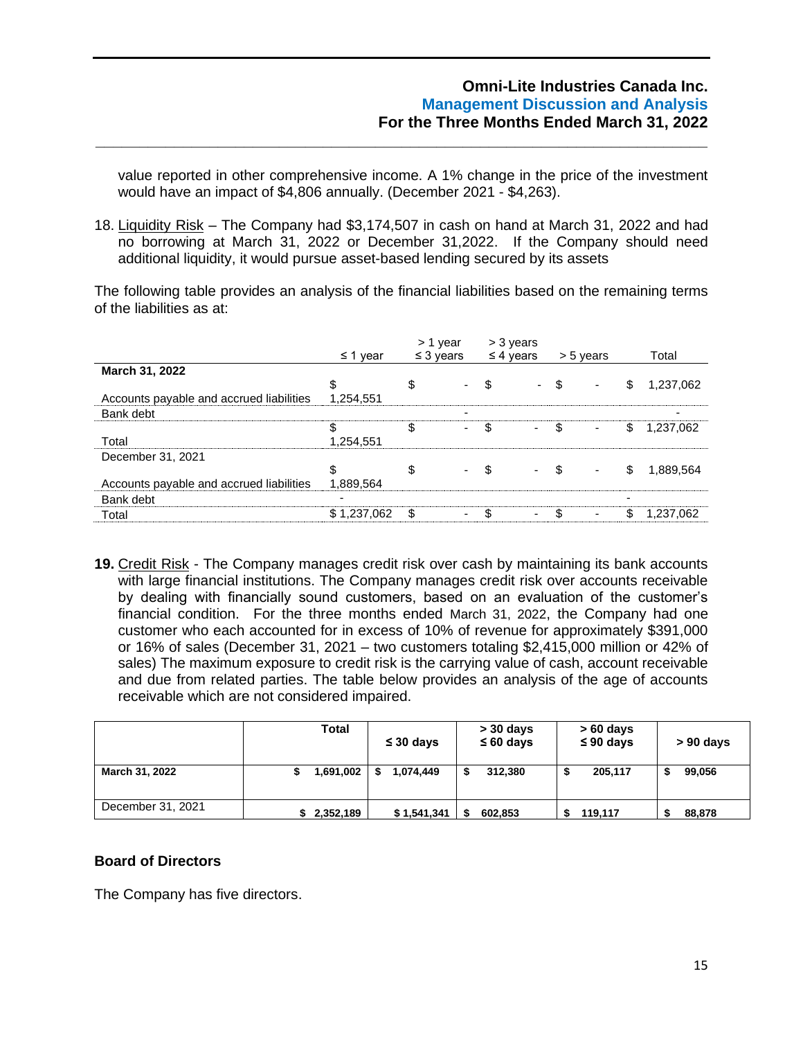value reported in other comprehensive income. A 1% change in the price of the investment would have an impact of $4,806 annually. (December 2021 - $4,263).

18. Liquidity Risk – The Company had $3,174,507 in cash on hand at March 31, 2022 and had no borrowing at March 31, 2022 or December 31,2022. If the Company should need additional liquidity, it would pursue asset-based lending secured by its assets

The following table provides an analysis of the financial liabilities based on the remaining terms of the liabilities as at:

| | ≤ 1 year | > 1 year ≤ 3 years | > 3 years ≤ 4 years | > 5 years | Total |
|---|---|---|---|---|---|
| **March 31, 2022** | | | | | |
| Accounts payable and accrued liabilities | $ 1,254,551 | $ - | $ - | $ - | $ 1,237,062 |
| Bank debt | | - | | | - |
| Total | $ 1,254,551 | $ - | $ - | $ - | $ 1,237,062 |
| December 31, 2021 | | | | | |
| Accounts payable and accrued liabilities | $ 1,889,564 | $ - | $ - | $ - | $ 1,889,564 |
| Bank debt | - | | | | - |
| Total | $ 1,237,062 | $ - | $ - | $ - | $ 1,237,062 |

**19.** Credit Risk - The Company manages credit risk over cash by maintaining its bank accounts with large financial institutions. The Company manages credit risk over accounts receivable by dealing with financially sound customers, based on an evaluation of the customer's financial condition. For the three months ended March 31, 2022, the Company had one customer who each accounted for in excess of 10% of revenue for approximately $391,000 or 16% of sales (December 31, 2021 – two customers totaling $2,415,000 million or 42% of sales) The maximum exposure to credit risk is the carrying value of cash, account receivable and due from related parties. The table below provides an analysis of the age of accounts receivable which are not considered impaired.

| | Total | ≤ 30 days | > 30 days ≤ 60 days | > 60 days ≤ 90 days | > 90 days |
|---|---|---|---|---|---|
| **March 31, 2022** | $ 1,691,002 | $ 1,074,449 | $ 312,380 | $ 205,117 | $ 99,056 |
| December 31, 2021 | $ 2,352,189 | $ 1,541,341 | $ 602,853 | $ 119,117 | $ 88,878 |

## Board of Directors

The Company has five directors.